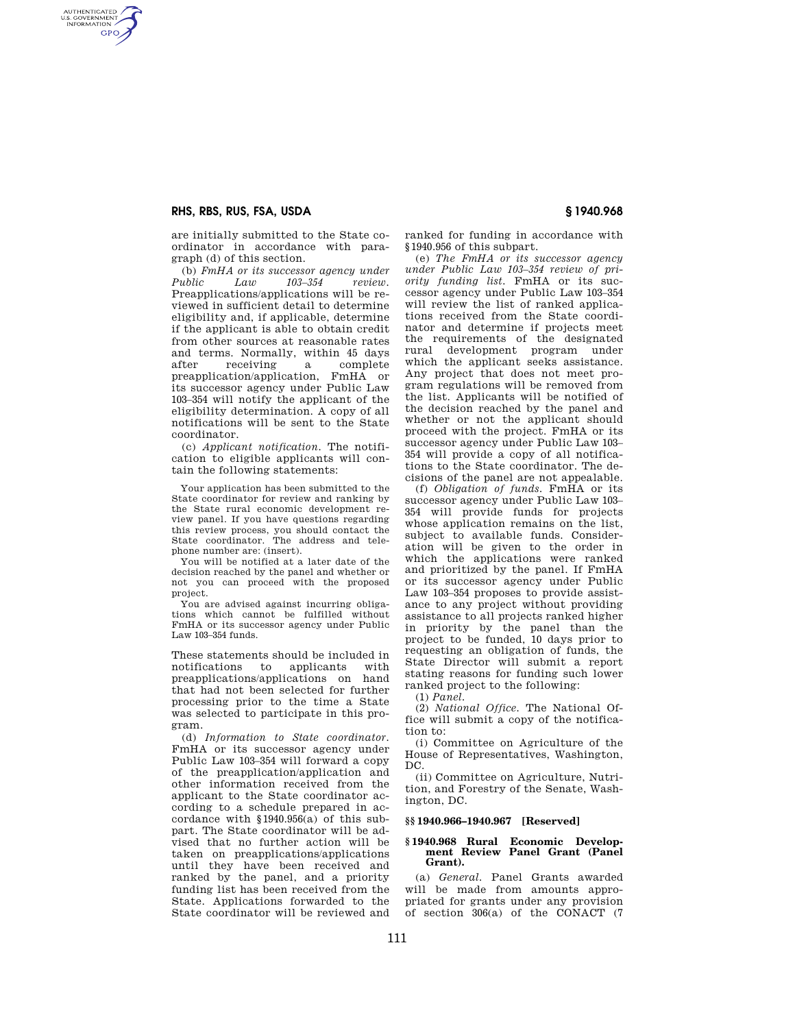are initially submitted to the State coordinator in accordance with paragraph (d) of this section.

(b) *FmHA or its successor agency under Public Law 103–354 review.* Preapplications/applications will be reviewed in sufficient detail to determine eligibility and, if applicable, determine if the applicant is able to obtain credit from other sources at reasonable rates and terms. Normally, within 45 days after receiving a complete preapplication/application, FmHA or its successor agency under Public Law 103–354 will notify the applicant of the eligibility determination. A copy of all notifications will be sent to the State coordinator.

(c) *Applicant notification.* The notification to eligible applicants will contain the following statements:

> Your application has been submitted to the State coordinator for review and ranking by the State rural economic development review panel. If you have questions regarding this review process, you should contact the State coordinator. The address and telephone number are: (insert).
>
> You will be notified at a later date of the decision reached by the panel and whether or not you can proceed with the proposed project.
>
> You are advised against incurring obligations which cannot be fulfilled without FmHA or its successor agency under Public Law 103–354 funds.

These statements should be included in notifications to applicants with preapplications/applications on hand that had not been selected for further processing prior to the time a State was selected to participate in this program.

(d) *Information to State coordinator.* FmHA or its successor agency under Public Law 103–354 will forward a copy of the preapplication/application and other information received from the applicant to the State coordinator according to a schedule prepared in accordance with §1940.956(a) of this subpart. The State coordinator will be advised that no further action will be taken on preapplications/applications until they have been received and ranked by the panel, and a priority funding list has been received from the State. Applications forwarded to the State coordinator will be reviewed and ranked for funding in accordance with §1940.956 of this subpart.

(e) *The FmHA or its successor agency under Public Law 103–354 review of priority funding list.* FmHA or its successor agency under Public Law 103–354 will review the list of ranked applications received from the State coordinator and determine if projects meet the requirements of the designated rural development program under which the applicant seeks assistance. Any project that does not meet program regulations will be removed from the list. Applicants will be notified of the decision reached by the panel and whether or not the applicant should proceed with the project. FmHA or its successor agency under Public Law 103–354 will provide a copy of all notifications to the State coordinator. The decisions of the panel are not appealable.

(f) *Obligation of funds.* FmHA or its successor agency under Public Law 103–354 will provide funds for projects whose application remains on the list, subject to available funds. Consideration will be given to the order in which the applications were ranked and prioritized by the panel. If FmHA or its successor agency under Public Law 103–354 proposes to provide assistance to any project without providing assistance to all projects ranked higher in priority by the panel than the project to be funded, 10 days prior to requesting an obligation of funds, the State Director will submit a report stating reasons for funding such lower ranked project to the following:

(1) *Panel.*

(2) *National Office.* The National Office will submit a copy of the notification to:

(i) Committee on Agriculture of the House of Representatives, Washington, DC.

(ii) Committee on Agriculture, Nutrition, and Forestry of the Senate, Washington, DC.

## §§ 1940.966–1940.967 [Reserved]

## § 1940.968 Rural Economic Development Review Panel Grant (Panel Grant).

(a) *General.* Panel Grants awarded will be made from amounts appropriated for grants under any provision of section 306(a) of the CONACT (7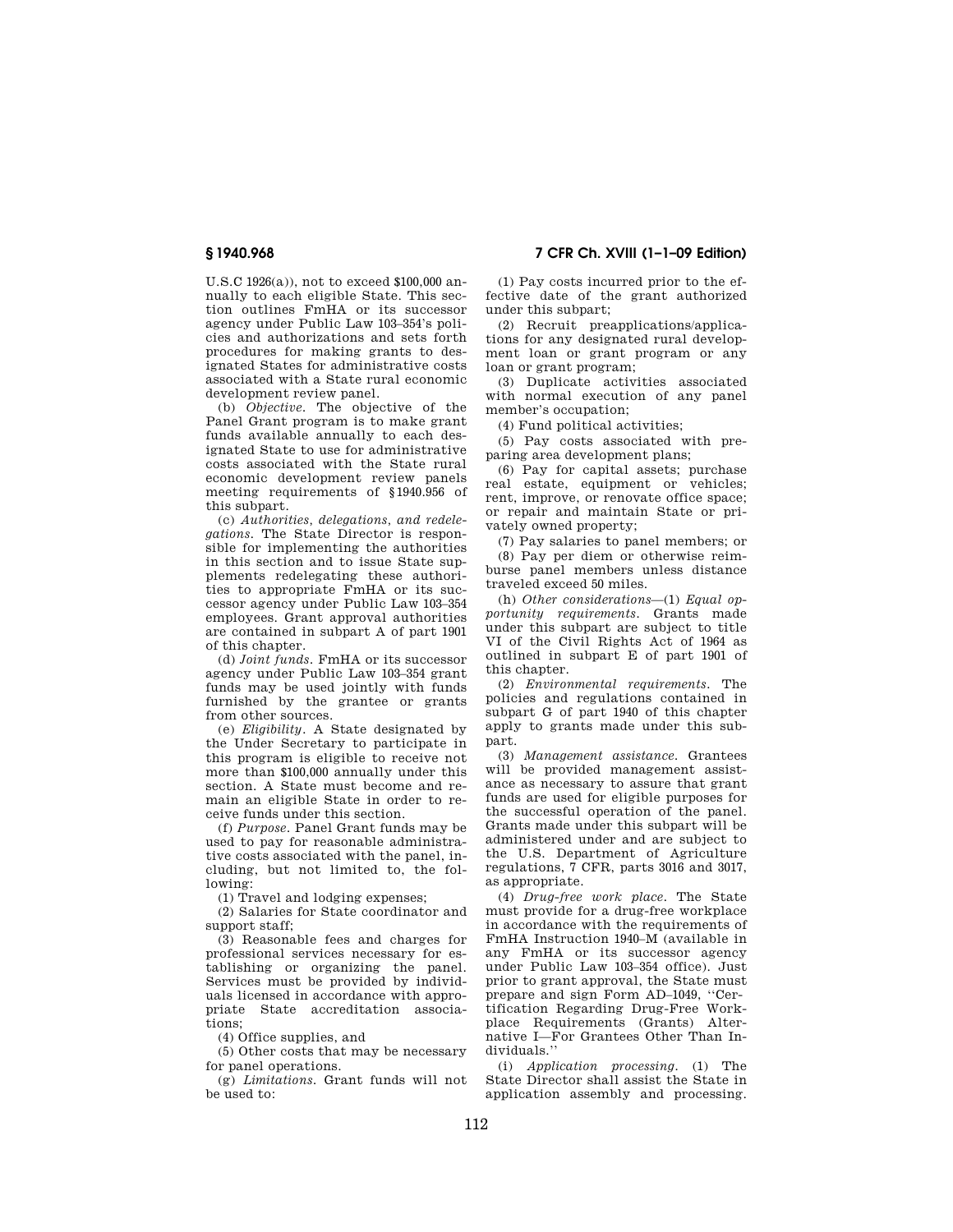U.S.C 1926(a)), not to exceed $100,000 annually to each eligible State. This section outlines FmHA or its successor agency under Public Law 103–354's policies and authorizations and sets forth procedures for making grants to designated States for administrative costs associated with a State rural economic development review panel.

(b) *Objective.* The objective of the Panel Grant program is to make grant funds available annually to each designated State to use for administrative costs associated with the State rural economic development review panels meeting requirements of §1940.956 of this subpart.

(c) *Authorities, delegations, and redelegations.* The State Director is responsible for implementing the authorities in this section and to issue State supplements redelegating these authorities to appropriate FmHA or its successor agency under Public Law 103–354 employees. Grant approval authorities are contained in subpart A of part 1901 of this chapter.

(d) *Joint funds.* FmHA or its successor agency under Public Law 103–354 grant funds may be used jointly with funds furnished by the grantee or grants from other sources.

(e) *Eligibility.* A State designated by the Under Secretary to participate in this program is eligible to receive not more than $100,000 annually under this section. A State must become and remain an eligible State in order to receive funds under this section.

(f) *Purpose.* Panel Grant funds may be used to pay for reasonable administrative costs associated with the panel, including, but not limited to, the following:

(1) Travel and lodging expenses;

(2) Salaries for State coordinator and support staff;

(3) Reasonable fees and charges for professional services necessary for establishing or organizing the panel. Services must be provided by individuals licensed in accordance with appropriate State accreditation associations;

(4) Office supplies, and

(5) Other costs that may be necessary for panel operations.

(g) *Limitations.* Grant funds will not be used to:

(1) Pay costs incurred prior to the effective date of the grant authorized under this subpart;

(2) Recruit preapplications/applications for any designated rural development loan or grant program or any loan or grant program;

(3) Duplicate activities associated with normal execution of any panel member's occupation;

(4) Fund political activities;

(5) Pay costs associated with preparing area development plans;

(6) Pay for capital assets; purchase real estate, equipment or vehicles; rent, improve, or renovate office space; or repair and maintain State or privately owned property;

(7) Pay salaries to panel members; or

(8) Pay per diem or otherwise reimburse panel members unless distance traveled exceed 50 miles.

(h) *Other considerations*—(1) *Equal opportunity requirements.* Grants made under this subpart are subject to title VI of the Civil Rights Act of 1964 as outlined in subpart E of part 1901 of this chapter.

(2) *Environmental requirements.* The policies and regulations contained in subpart G of part 1940 of this chapter apply to grants made under this subpart.

(3) *Management assistance.* Grantees will be provided management assistance as necessary to assure that grant funds are used for eligible purposes for the successful operation of the panel. Grants made under this subpart will be administered under and are subject to the U.S. Department of Agriculture regulations, 7 CFR, parts 3016 and 3017, as appropriate.

(4) *Drug-free work place.* The State must provide for a drug-free workplace in accordance with the requirements of FmHA Instruction 1940–M (available in any FmHA or its successor agency under Public Law 103–354 office). Just prior to grant approval, the State must prepare and sign Form AD–1049, "Certification Regarding Drug-Free Workplace Requirements (Grants) Alternative I—For Grantees Other Than Individuals."

(i) *Application processing.* (1) The State Director shall assist the State in application assembly and processing.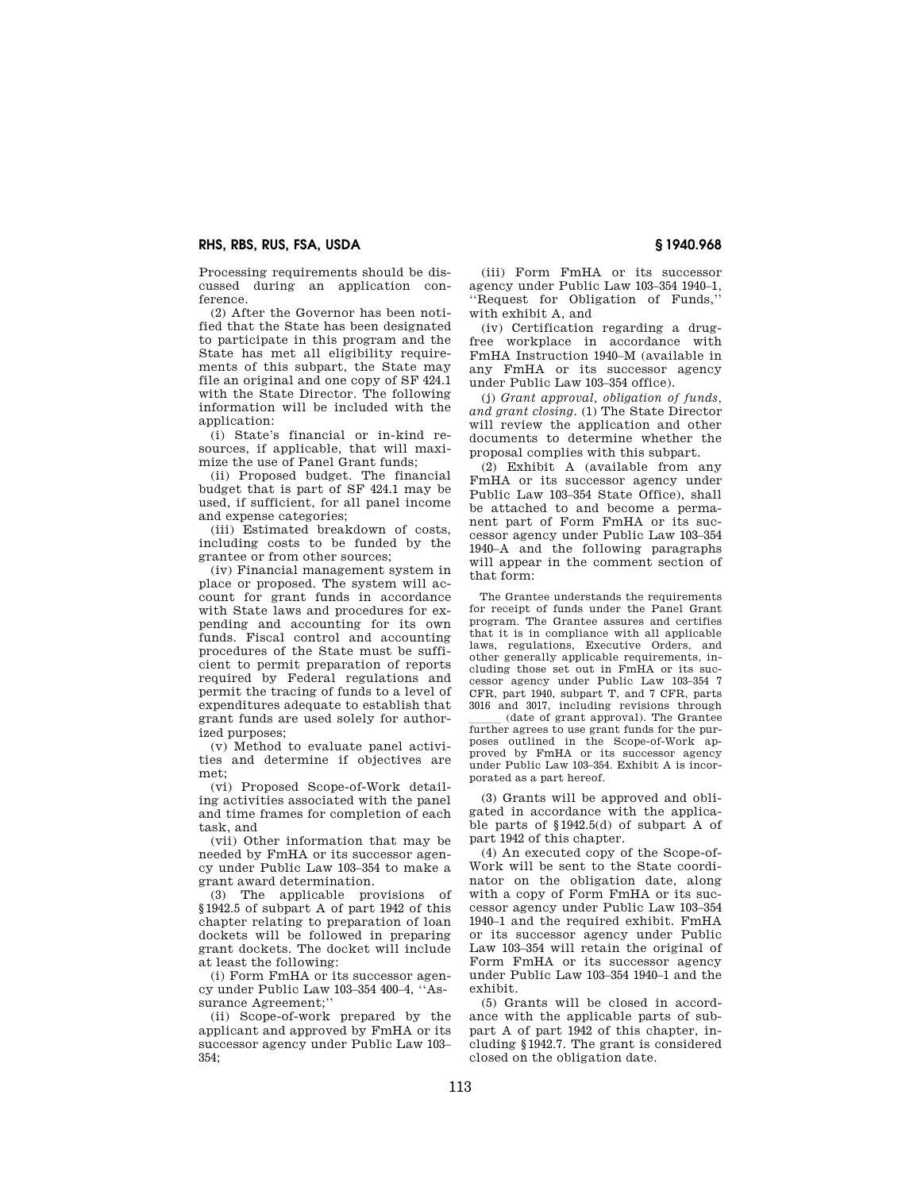Processing requirements should be discussed during an application conference.

(2) After the Governor has been notified that the State has been designated to participate in this program and the State has met all eligibility requirements of this subpart, the State may file an original and one copy of SF 424.1 with the State Director. The following information will be included with the application:

(i) State's financial or in-kind resources, if applicable, that will maximize the use of Panel Grant funds;

(ii) Proposed budget. The financial budget that is part of SF 424.1 may be used, if sufficient, for all panel income and expense categories;

(iii) Estimated breakdown of costs, including costs to be funded by the grantee or from other sources;

(iv) Financial management system in place or proposed. The system will account for grant funds in accordance with State laws and procedures for expending and accounting for its own funds. Fiscal control and accounting procedures of the State must be sufficient to permit preparation of reports required by Federal regulations and permit the tracing of funds to a level of expenditures adequate to establish that grant funds are used solely for authorized purposes;

(v) Method to evaluate panel activities and determine if objectives are met;

(vi) Proposed Scope-of-Work detailing activities associated with the panel and time frames for completion of each task, and

(vii) Other information that may be needed by FmHA or its successor agency under Public Law 103–354 to make a grant award determination.

(3) The applicable provisions of §1942.5 of subpart A of part 1942 of this chapter relating to preparation of loan dockets will be followed in preparing grant dockets. The docket will include at least the following:

(i) Form FmHA or its successor agency under Public Law 103–354 400–4, "Assurance Agreement;"

(ii) Scope-of-work prepared by the applicant and approved by FmHA or its successor agency under Public Law 103–354;

(iii) Form FmHA or its successor agency under Public Law 103–354 1940–1, "Request for Obligation of Funds," with exhibit A, and

(iv) Certification regarding a drug-free workplace in accordance with FmHA Instruction 1940–M (available in any FmHA or its successor agency under Public Law 103–354 office).

(j) *Grant approval, obligation of funds, and grant closing.* (1) The State Director will review the application and other documents to determine whether the proposal complies with this subpart.

(2) Exhibit A (available from any FmHA or its successor agency under Public Law 103–354 State Office), shall be attached to and become a permanent part of Form FmHA or its successor agency under Public Law 103–354 1940–A and the following paragraphs will appear in the comment section of that form:

> The Grantee understands the requirements for receipt of funds under the Panel Grant program. The Grantee assures and certifies that it is in compliance with all applicable laws, regulations, Executive Orders, and other generally applicable requirements, including those set out in FmHA or its successor agency under Public Law 103–354 7 CFR, part 1940, subpart T, and 7 CFR, parts 3016 and 3017, including revisions through ______ (date of grant approval). The Grantee further agrees to use grant funds for the purposes outlined in the Scope-of-Work approved by FmHA or its successor agency under Public Law 103–354. Exhibit A is incorporated as a part hereof.

(3) Grants will be approved and obligated in accordance with the applicable parts of §1942.5(d) of subpart A of part 1942 of this chapter.

(4) An executed copy of the Scope-of-Work will be sent to the State coordinator on the obligation date, along with a copy of Form FmHA or its successor agency under Public Law 103–354 1940–1 and the required exhibit. FmHA or its successor agency under Public Law 103–354 will retain the original of Form FmHA or its successor agency under Public Law 103–354 1940–1 and the exhibit.

(5) Grants will be closed in accordance with the applicable parts of subpart A of part 1942 of this chapter, including §1942.7. The grant is considered closed on the obligation date.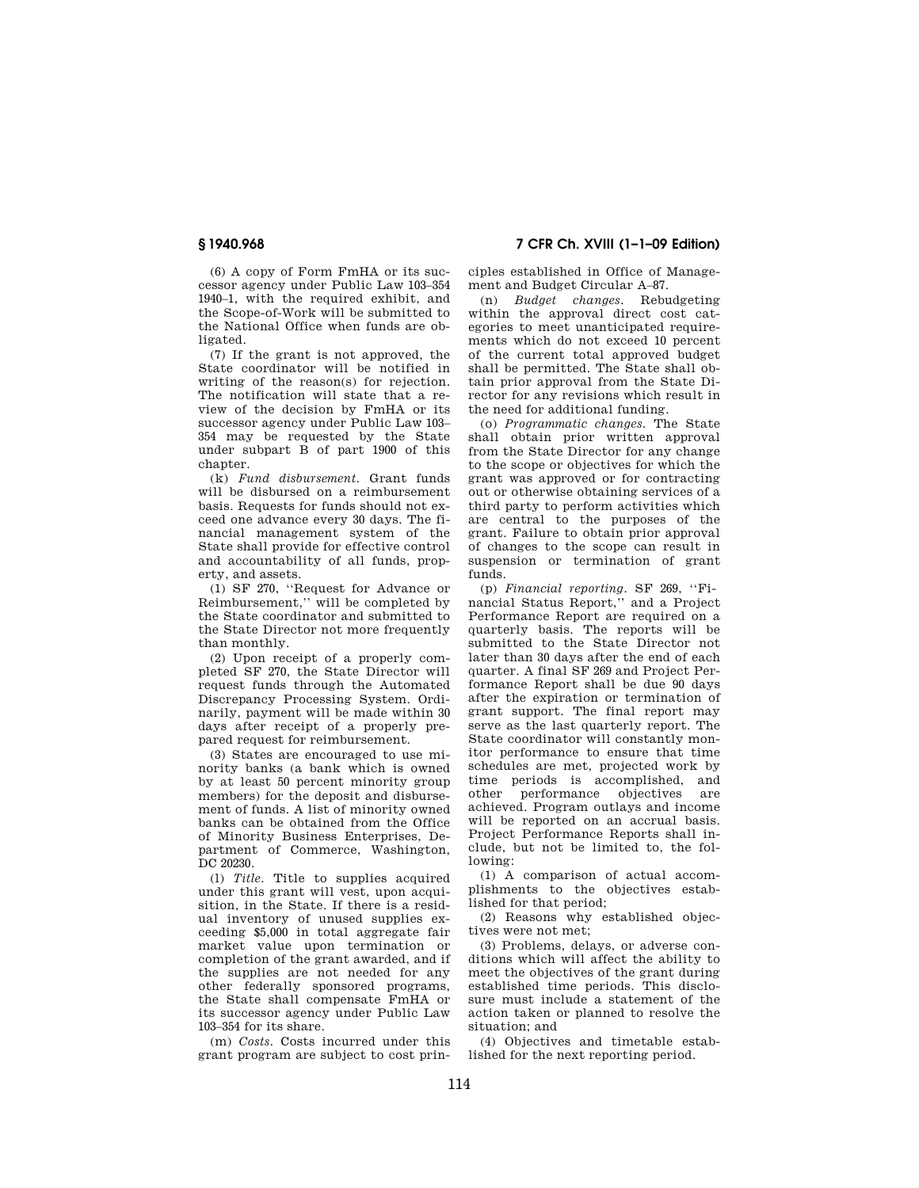(6) A copy of Form FmHA or its successor agency under Public Law 103–354 1940–1, with the required exhibit, and the Scope-of-Work will be submitted to the National Office when funds are obligated.

(7) If the grant is not approved, the State coordinator will be notified in writing of the reason(s) for rejection. The notification will state that a review of the decision by FmHA or its successor agency under Public Law 103–354 may be requested by the State under subpart B of part 1900 of this chapter.

(k) *Fund disbursement.* Grant funds will be disbursed on a reimbursement basis. Requests for funds should not exceed one advance every 30 days. The financial management system of the State shall provide for effective control and accountability of all funds, property, and assets.

(1) SF 270, "Request for Advance or Reimbursement," will be completed by the State coordinator and submitted to the State Director not more frequently than monthly.

(2) Upon receipt of a properly completed SF 270, the State Director will request funds through the Automated Discrepancy Processing System. Ordinarily, payment will be made within 30 days after receipt of a properly prepared request for reimbursement.

(3) States are encouraged to use minority banks (a bank which is owned by at least 50 percent minority group members) for the deposit and disbursement of funds. A list of minority owned banks can be obtained from the Office of Minority Business Enterprises, Department of Commerce, Washington, DC 20230.

(l) *Title.* Title to supplies acquired under this grant will vest, upon acquisition, in the State. If there is a residual inventory of unused supplies exceeding $5,000 in total aggregate fair market value upon termination or completion of the grant awarded, and if the supplies are not needed for any other federally sponsored programs, the State shall compensate FmHA or its successor agency under Public Law 103–354 for its share.

(m) *Costs.* Costs incurred under this grant program are subject to cost principles established in Office of Management and Budget Circular A–87.

(n) *Budget changes.* Rebudgeting within the approval direct cost categories to meet unanticipated requirements which do not exceed 10 percent of the current total approved budget shall be permitted. The State shall obtain prior approval from the State Director for any revisions which result in the need for additional funding.

(o) *Programmatic changes.* The State shall obtain prior written approval from the State Director for any change to the scope or objectives for which the grant was approved or for contracting out or otherwise obtaining services of a third party to perform activities which are central to the purposes of the grant. Failure to obtain prior approval of changes to the scope can result in suspension or termination of grant funds.

(p) *Financial reporting.* SF 269, "Financial Status Report," and a Project Performance Report are required on a quarterly basis. The reports will be submitted to the State Director not later than 30 days after the end of each quarter. A final SF 269 and Project Performance Report shall be due 90 days after the expiration or termination of grant support. The final report may serve as the last quarterly report. The State coordinator will constantly monitor performance to ensure that time schedules are met, projected work by time periods is accomplished, and other performance objectives are achieved. Program outlays and income will be reported on an accrual basis. Project Performance Reports shall include, but not be limited to, the following:

(1) A comparison of actual accomplishments to the objectives established for that period;

(2) Reasons why established objectives were not met;

(3) Problems, delays, or adverse conditions which will affect the ability to meet the objectives of the grant during established time periods. This disclosure must include a statement of the action taken or planned to resolve the situation; and

(4) Objectives and timetable established for the next reporting period.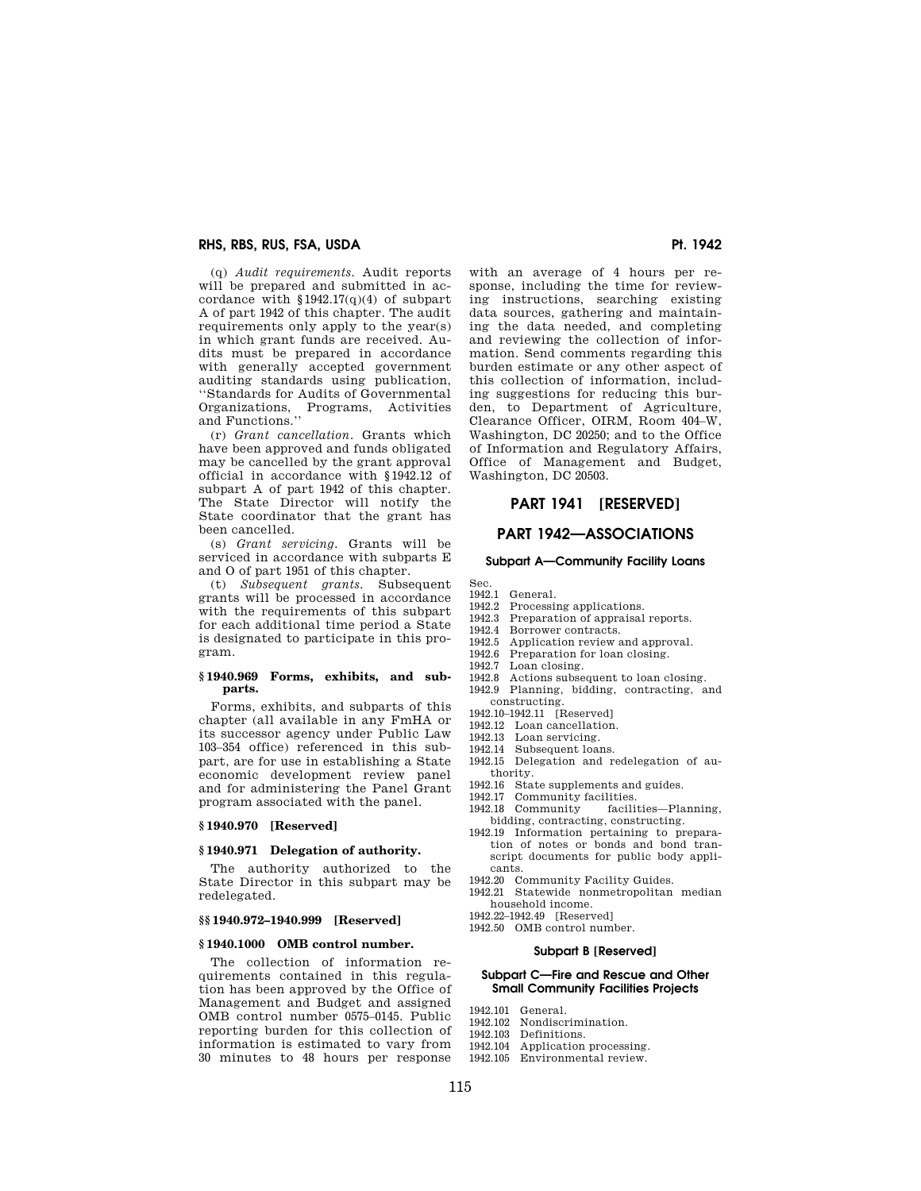(q) *Audit requirements.* Audit reports will be prepared and submitted in accordance with §1942.17(q)(4) of subpart A of part 1942 of this chapter. The audit requirements only apply to the year(s) in which grant funds are received. Audits must be prepared in accordance with generally accepted government auditing standards using publication, ''Standards for Audits of Governmental Organizations, Programs, Activities and Functions.''

(r) *Grant cancellation.* Grants which have been approved and funds obligated may be cancelled by the grant approval official in accordance with §1942.12 of subpart A of part 1942 of this chapter. The State Director will notify the State coordinator that the grant has been cancelled.

(s) *Grant servicing.* Grants will be serviced in accordance with subparts E and O of part 1951 of this chapter.

(t) *Subsequent grants.* Subsequent grants will be processed in accordance with the requirements of this subpart for each additional time period a State is designated to participate in this program.

#### § 1940.969 Forms, exhibits, and subparts.

Forms, exhibits, and subparts of this chapter (all available in any FmHA or its successor agency under Public Law 103–354 office) referenced in this subpart, are for use in establishing a State economic development review panel and for administering the Panel Grant program associated with the panel.

#### § 1940.970 [Reserved]

#### § 1940.971 Delegation of authority.

The authority authorized to the State Director in this subpart may be redelegated.

#### §§ 1940.972–1940.999 [Reserved]

#### § 1940.1000 OMB control number.

The collection of information requirements contained in this regulation has been approved by the Office of Management and Budget and assigned OMB control number 0575–0145. Public reporting burden for this collection of information is estimated to vary from 30 minutes to 48 hours per response with an average of 4 hours per response, including the time for reviewing instructions, searching existing data sources, gathering and maintaining the data needed, and completing and reviewing the collection of information. Send comments regarding this burden estimate or any other aspect of this collection of information, including suggestions for reducing this burden, to Department of Agriculture, Clearance Officer, OIRM, Room 404–W, Washington, DC 20250; and to the Office of Information and Regulatory Affairs, Office of Management and Budget, Washington, DC 20503.

## PART 1941 [RESERVED]

## PART 1942—ASSOCIATIONS

### Subpart A—Community Facility Loans

Sec.
1942.1 General.
1942.2 Processing applications.
1942.3 Preparation of appraisal reports.
1942.4 Borrower contracts.
1942.5 Application review and approval.
1942.6 Preparation for loan closing.
1942.7 Loan closing.
1942.8 Actions subsequent to loan closing.
1942.9 Planning, bidding, contracting, and constructing.
1942.10–1942.11 [Reserved]
1942.12 Loan cancellation.
1942.13 Loan servicing.
1942.14 Subsequent loans.
1942.15 Delegation and redelegation of authority.
1942.16 State supplements and guides.
1942.17 Community facilities.
1942.18 Community facilities—Planning, bidding, contracting, constructing.
1942.19 Information pertaining to preparation of notes or bonds and bond transcript documents for public body applicants.
1942.20 Community Facility Guides.
1942.21 Statewide nonmetropolitan median household income.
1942.22–1942.49 [Reserved]
1942.50 OMB control number.

### Subpart B [Reserved]

### Subpart C—Fire and Rescue and Other Small Community Facilities Projects

1942.101 General.
1942.102 Nondiscrimination.
1942.103 Definitions.
1942.104 Application processing.
1942.105 Environmental review.